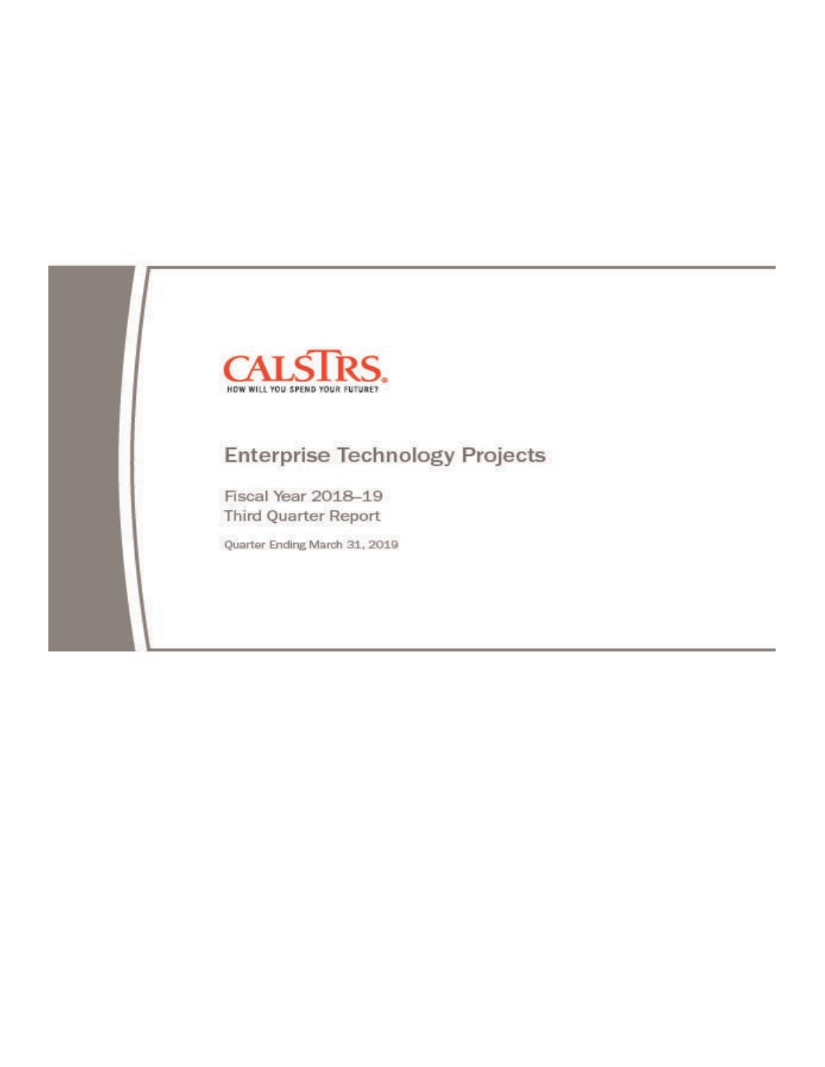CALSTRS

HOW WILL YOU SPEND YOUR FUTURE?

# Enterprise Technology Projects

Fiscal Year 2018–19
Third Quarter Report

Quarter Ending March 31, 2019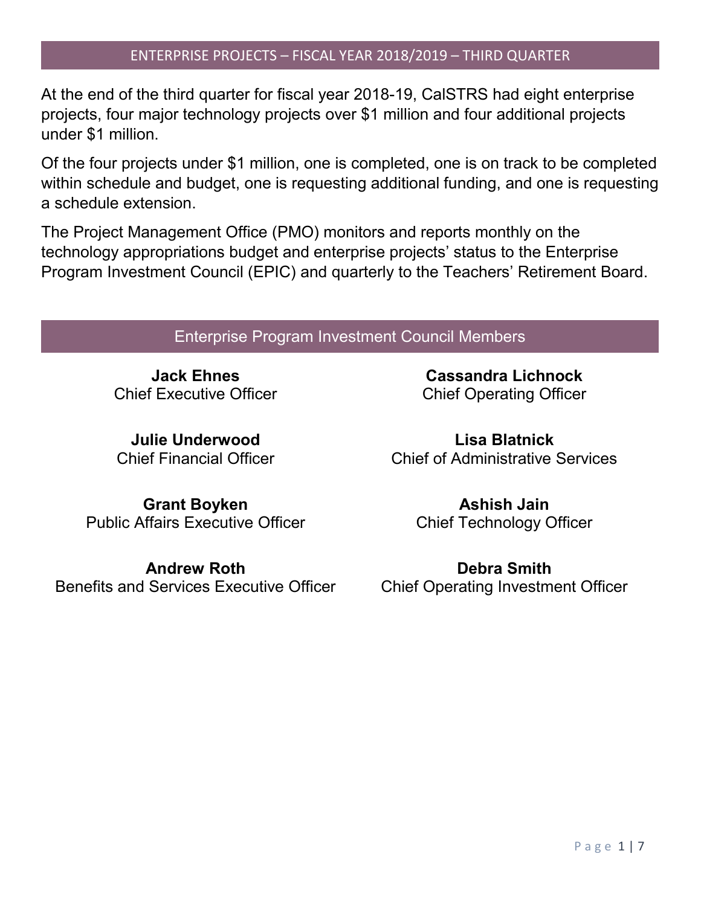## ENTERPRISE PROJECTS – FISCAL YEAR 2018/2019 – THIRD QUARTER

At the end of the third quarter for fiscal year 2018-19, CalSTRS had eight enterprise projects, four major technology projects over $1 million and four additional projects under $1 million.

Of the four projects under $1 million, one is completed, one is on track to be completed within schedule and budget, one is requesting additional funding, and one is requesting a schedule extension.

The Project Management Office (PMO) monitors and reports monthly on the technology appropriations budget and enterprise projects' status to the Enterprise Program Investment Council (EPIC) and quarterly to the Teachers' Retirement Board.

## Enterprise Program Investment Council Members

**Jack Ehnes**
Chief Executive Officer

**Cassandra Lichnock**
Chief Operating Officer

**Julie Underwood**
Chief Financial Officer

**Lisa Blatnick**
Chief of Administrative Services

**Grant Boyken**
Public Affairs Executive Officer

**Ashish Jain**
Chief Technology Officer

**Andrew Roth**
Benefits and Services Executive Officer

**Debra Smith**
Chief Operating Investment Officer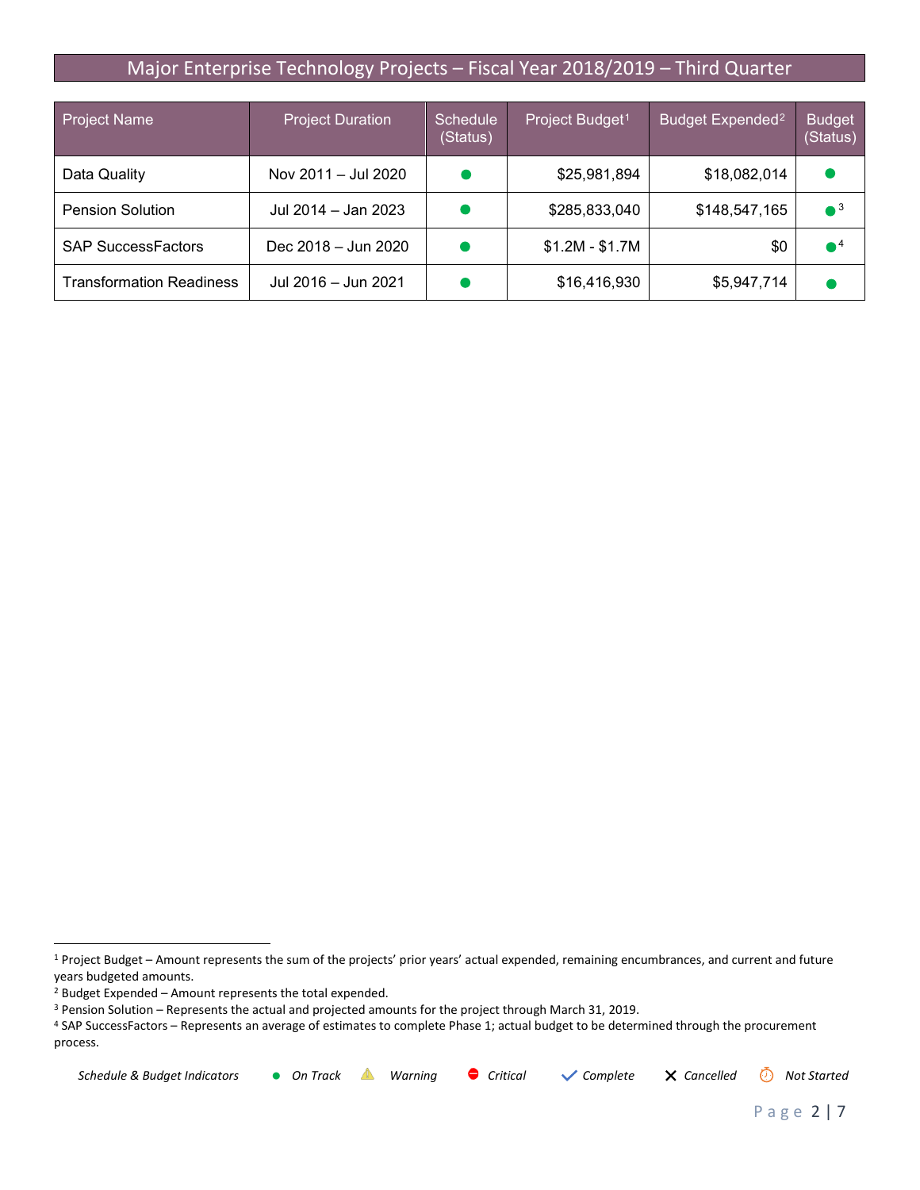# Major Enterprise Technology Projects – Fiscal Year 2018/2019 – Third Quarter

| Project Name | Project Duration | Schedule (Status) | Project Budget[1] | Budget Expended[2] | Budget (Status) |
|---|---|---|---|---|---|
| Data Quality | Nov 2011 – Jul 2020 | ● | $25,981,894 | $18,082,014 | ● |
| Pension Solution | Jul 2014 – Jan 2023 | ● | $285,833,040 | $148,547,165 | ● [3] |
| SAP SuccessFactors | Dec 2018 – Jun 2020 | ● | $1.2M - $1.7M | $0 | ● [4] |
| Transformation Readiness | Jul 2016 – Jun 2021 | ● | $16,416,930 | $5,947,714 | ● |

[1] Project Budget – Amount represents the sum of the projects' prior years' actual expended, remaining encumbrances, and current and future years budgeted amounts.

[2] Budget Expended – Amount represents the total expended.

[3] Pension Solution – Represents the actual and projected amounts for the project through March 31, 2019.

[4] SAP SuccessFactors – Represents an average of estimates to complete Phase 1; actual budget to be determined through the procurement process.

*Schedule & Budget Indicators* ● *On Track* ⚠ *Warning* ⛔ *Critical* ✓ *Complete* ✕ *Cancelled* ⏱ *Not Started*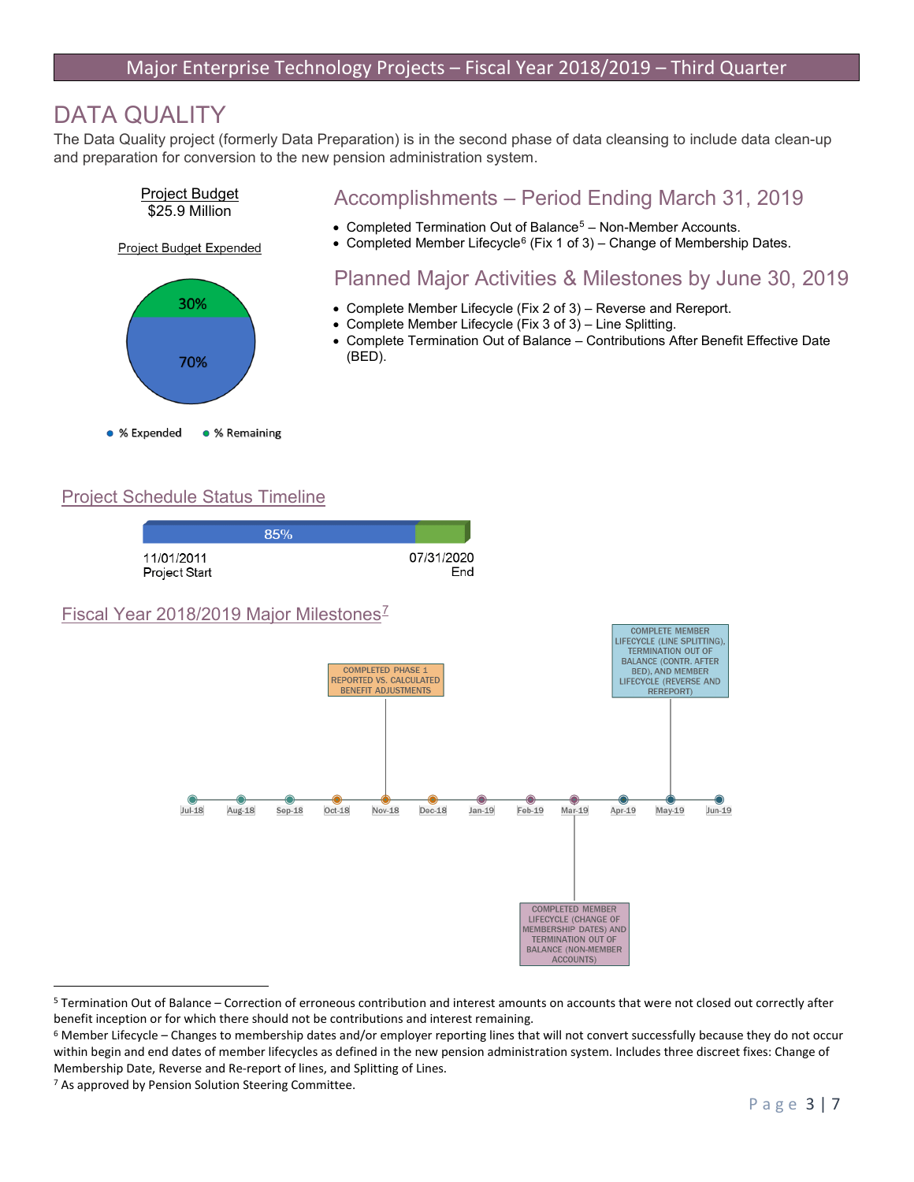# DATA QUALITY

The Data Quality project (formerly Data Preparation) is in the second phase of data cleansing to include data clean-up and preparation for conversion to the new pension administration system.

Project Budget
$25.9 Million

Project Budget Expended

30%
70%

● % Expended ● % Remaining

## Accomplishments – Period Ending March 31, 2019

- Completed Termination Out of Balance[5] – Non-Member Accounts.
- Completed Member Lifecycle[6] (Fix 1 of 3) – Change of Membership Dates.

## Planned Major Activities & Milestones by June 30, 2019

- Complete Member Lifecycle (Fix 2 of 3) – Reverse and Rereport.
- Complete Member Lifecycle (Fix 3 of 3) – Line Splitting.
- Complete Termination Out of Balance – Contributions After Benefit Effective Date (BED).

## Project Schedule Status Timeline

85%

11/01/2011 Project Start — 07/31/2020 End

## Fiscal Year 2018/2019 Major Milestones[7]

- Nov-18: COMPLETED PHASE 1 REPORTED VS. CALCULATED BENEFIT ADJUSTMENTS
- Mar-19: COMPLETED MEMBER LIFECYCLE (CHANGE OF MEMBERSHIP DATES) AND TERMINATION OUT OF BALANCE (NON-MEMBER ACCOUNTS)
- May-19: COMPLETE MEMBER LIFECYCLE (LINE SPLITTING), TERMINATION OUT OF BALANCE (CONTR. AFTER BED), AND MEMBER LIFECYCLE (REVERSE AND REREPORT)

Jul-18 | Aug-18 | Sep-18 | Oct-18 | Nov-18 | Dec-18 | Jan-19 | Feb-19 | Mar-19 | Apr-19 | May-19 | Jun-19

---

[5] Termination Out of Balance – Correction of erroneous contribution and interest amounts on accounts that were not closed out correctly after benefit inception or for which there should not be contributions and interest remaining.

[6] Member Lifecycle – Changes to membership dates and/or employer reporting lines that will not convert successfully because they do not occur within begin and end dates of member lifecycles as defined in the new pension administration system. Includes three discreet fixes: Change of Membership Date, Reverse and Re-report of lines, and Splitting of Lines.

[7] As approved by Pension Solution Steering Committee.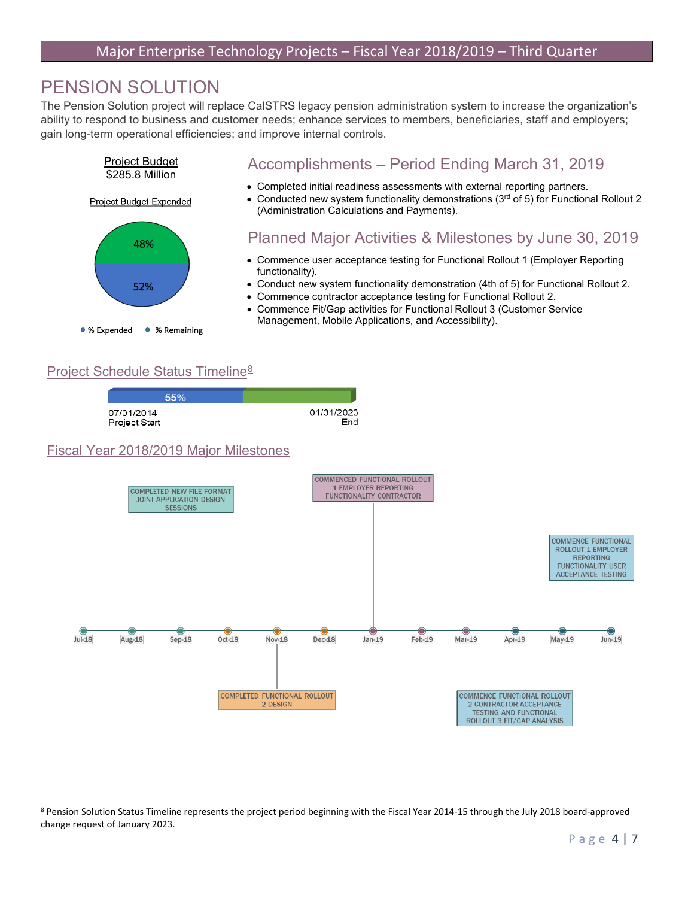# PENSION SOLUTION

The Pension Solution project will replace CalSTRS legacy pension administration system to increase the organization's ability to respond to business and customer needs; enhance services to members, beneficiaries, staff and employers; gain long-term operational efficiencies; and improve internal controls.

**Project Budget**
$285.8 Million

**Project Budget Expended**

- % Expended: 52%
- % Remaining: 48%

## Accomplishments – Period Ending March 31, 2019

- Completed initial readiness assessments with external reporting partners.
- Conducted new system functionality demonstrations (3rd of 5) for Functional Rollout 2 (Administration Calculations and Payments).

## Planned Major Activities & Milestones by June 30, 2019

- Commence user acceptance testing for Functional Rollout 1 (Employer Reporting functionality).
- Conduct new system functionality demonstration (4th of 5) for Functional Rollout 2.
- Commence contractor acceptance testing for Functional Rollout 2.
- Commence Fit/Gap activities for Functional Rollout 3 (Customer Service Management, Mobile Applications, and Accessibility).

## Project Schedule Status Timeline[8]

55%

07/01/2014 Project Start — 01/31/2023 End

## Fiscal Year 2018/2019 Major Milestones

- Sep-18: COMPLETED NEW FILE FORMAT JOINT APPLICATION DESIGN SESSIONS
- Nov-18: COMPLETED FUNCTIONAL ROLLOUT 2 DESIGN
- Jan-19: COMMENCED FUNCTIONAL ROLLOUT 1 EMPLOYER REPORTING FUNCTIONALITY CONTRACTOR
- Apr-19: COMMENCE FUNCTIONAL ROLLOUT 2 CONTRACTOR ACCEPTANCE TESTING AND FUNCTIONAL ROLLOUT 3 FIT/GAP ANALYSIS
- Jun-19: COMMENCE FUNCTIONAL ROLLOUT 1 EMPLOYER REPORTING FUNCTIONALITY USER ACCEPTANCE TESTING

[8] Pension Solution Status Timeline represents the project period beginning with the Fiscal Year 2014-15 through the July 2018 board-approved change request of January 2023.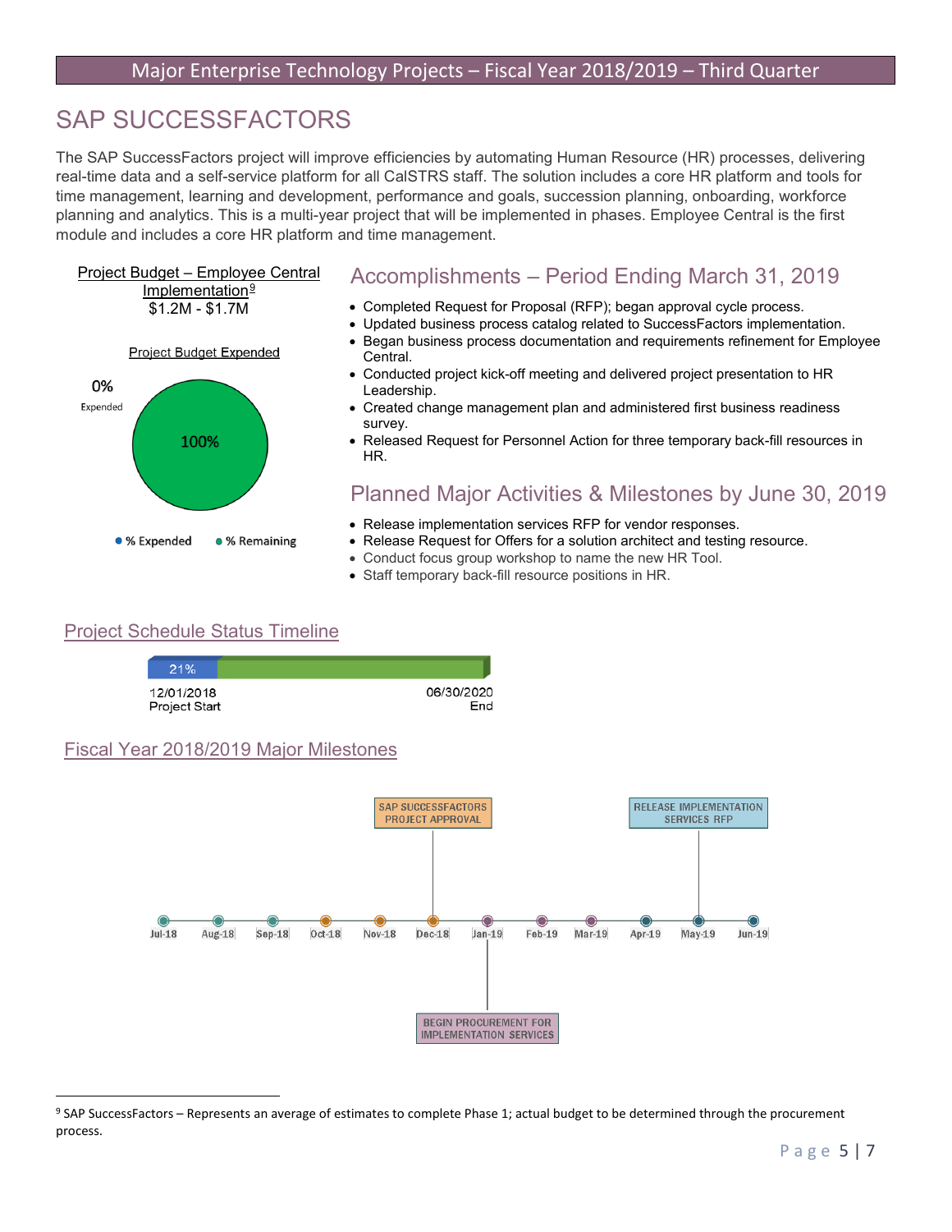# SAP SUCCESSFACTORS

The SAP SuccessFactors project will improve efficiencies by automating Human Resource (HR) processes, delivering real-time data and a self-service platform for all CalSTRS staff. The solution includes a core HR platform and tools for time management, learning and development, performance and goals, succession planning, onboarding, workforce planning and analytics. This is a multi-year project that will be implemented in phases. Employee Central is the first module and includes a core HR platform and time management.

Project Budget – Employee Central Implementation[9]
$1.2M - $1.7M

Project Budget Expended

0% Expended

100%

% Expended    % Remaining

## Accomplishments – Period Ending March 31, 2019

- Completed Request for Proposal (RFP); began approval cycle process.
- Updated business process catalog related to SuccessFactors implementation.
- Began business process documentation and requirements refinement for Employee Central.
- Conducted project kick-off meeting and delivered project presentation to HR Leadership.
- Created change management plan and administered first business readiness survey.
- Released Request for Personnel Action for three temporary back-fill resources in HR.

## Planned Major Activities & Milestones by June 30, 2019

- Release implementation services RFP for vendor responses.
- Release Request for Offers for a solution architect and testing resource.
- Conduct focus group workshop to name the new HR Tool.
- Staff temporary back-fill resource positions in HR.

## Project Schedule Status Timeline

21%

12/01/2018 Project Start — 06/30/2020 End

## Fiscal Year 2018/2019 Major Milestones

Jul-18, Aug-18, Sep-18, Oct-18, Nov-18, Dec-18, Jan-19, Feb-19, Mar-19, Apr-19, May-19, Jun-19

- Dec-18: SAP SUCCESSFACTORS PROJECT APPROVAL
- Jan-19: BEGIN PROCUREMENT FOR IMPLEMENTATION SERVICES
- May-19: RELEASE IMPLEMENTATION SERVICES RFP

[9] SAP SuccessFactors – Represents an average of estimates to complete Phase 1; actual budget to be determined through the procurement process.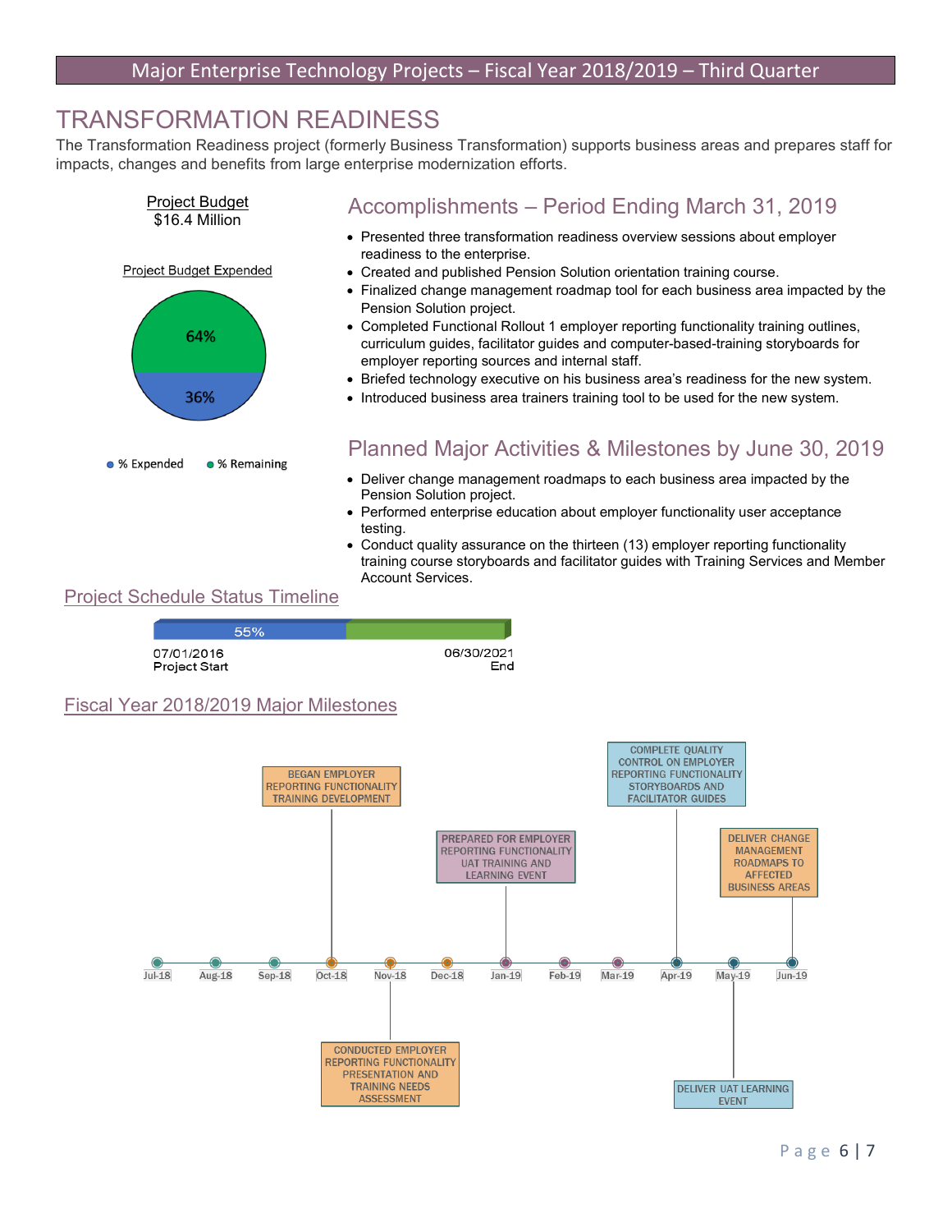# TRANSFORMATION READINESS

The Transformation Readiness project (formerly Business Transformation) supports business areas and prepares staff for impacts, changes and benefits from large enterprise modernization efforts.

Project Budget
$16.4 Million

Project Budget Expended

- 64% % Remaining
- 36% % Expended

## Accomplishments – Period Ending March 31, 2019

- Presented three transformation readiness overview sessions about employer readiness to the enterprise.
- Created and published Pension Solution orientation training course.
- Finalized change management roadmap tool for each business area impacted by the Pension Solution project.
- Completed Functional Rollout 1 employer reporting functionality training outlines, curriculum guides, facilitator guides and computer-based-training storyboards for employer reporting sources and internal staff.
- Briefed technology executive on his business area's readiness for the new system.
- Introduced business area trainers training tool to be used for the new system.

## Planned Major Activities & Milestones by June 30, 2019

- Deliver change management roadmaps to each business area impacted by the Pension Solution project.
- Performed enterprise education about employer functionality user acceptance testing.
- Conduct quality assurance on the thirteen (13) employer reporting functionality training course storyboards and facilitator guides with Training Services and Member Account Services.

## Project Schedule Status Timeline

55%

07/01/2016 Project Start — 06/30/2021 End

## Fiscal Year 2018/2019 Major Milestones

| Month | Milestone |
|---|---|
| Oct-18 | BEGAN EMPLOYER REPORTING FUNCTIONALITY TRAINING DEVELOPMENT |
| Nov-18 | CONDUCTED EMPLOYER REPORTING FUNCTIONALITY PRESENTATION AND TRAINING NEEDS ASSESSMENT |
| Jan-19 | PREPARED FOR EMPLOYER REPORTING FUNCTIONALITY UAT TRAINING AND LEARNING EVENT |
| Apr-19 | COMPLETE QUALITY CONTROL ON EMPLOYER REPORTING FUNCTIONALITY STORYBOARDS AND FACILITATOR GUIDES |
| May-19 | DELIVER UAT LEARNING EVENT |
| Jun-19 | DELIVER CHANGE MANAGEMENT ROADMAPS TO AFFECTED BUSINESS AREAS |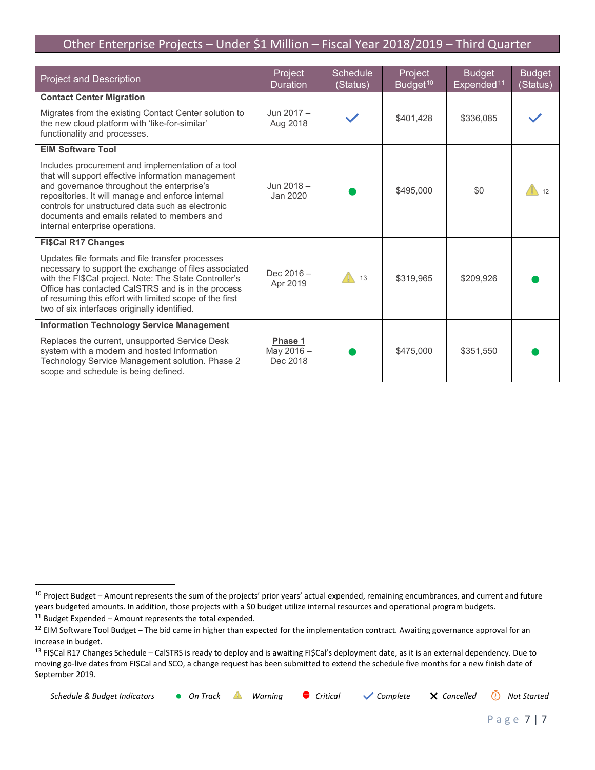## Other Enterprise Projects – Under $1 Million – Fiscal Year 2018/2019 – Third Quarter

| Project and Description | Project Duration | Schedule (Status) | Project Budget[10] | Budget Expended[11] | Budget (Status) |
|---|---|---|---|---|---|
| **Contact Center Migration**<br><br>Migrates from the existing Contact Center solution to the new cloud platform with 'like-for-similar' functionality and processes. | Jun 2017 – Aug 2018 | Complete | $401,428 | $336,085 | Complete |
| **EIM Software Tool**<br><br>Includes procurement and implementation of a tool that will support effective information management and governance throughout the enterprise's repositories. It will manage and enforce internal controls for unstructured data such as electronic documents and emails related to members and internal enterprise operations. | Jun 2018 – Jan 2020 | On Track | $495,000 | $0 | Warning [12] |
| **FI$Cal R17 Changes**<br><br>Updates file formats and file transfer processes necessary to support the exchange of files associated with the FI$Cal project. Note: The State Controller's Office has contacted CalSTRS and is in the process of resuming this effort with limited scope of the first two of six interfaces originally identified. | Dec 2016 – Apr 2019 | Warning [13] | $319,965 | $209,926 | On Track |
| **Information Technology Service Management**<br><br>Replaces the current, unsupported Service Desk system with a modern and hosted Information Technology Service Management solution. Phase 2 scope and schedule is being defined. | **Phase 1**<br>May 2016 – Dec 2018 | On Track | $475,000 | $351,550 | On Track |

[10] Project Budget – Amount represents the sum of the projects' prior years' actual expended, remaining encumbrances, and current and future years budgeted amounts. In addition, those projects with a $0 budget utilize internal resources and operational program budgets.

[11] Budget Expended – Amount represents the total expended.

[12] EIM Software Tool Budget – The bid came in higher than expected for the implementation contract. Awaiting governance approval for an increase in budget.

[13] FI$Cal R17 Changes Schedule – CalSTRS is ready to deploy and is awaiting FI$Cal's deployment date, as it is an external dependency. Due to moving go-live dates from FI$Cal and SCO, a change request has been submitted to extend the schedule five months for a new finish date of September 2019.

*Schedule & Budget Indicators* — *On Track* · *Warning* · *Critical* · *Complete* · *Cancelled* · *Not Started*